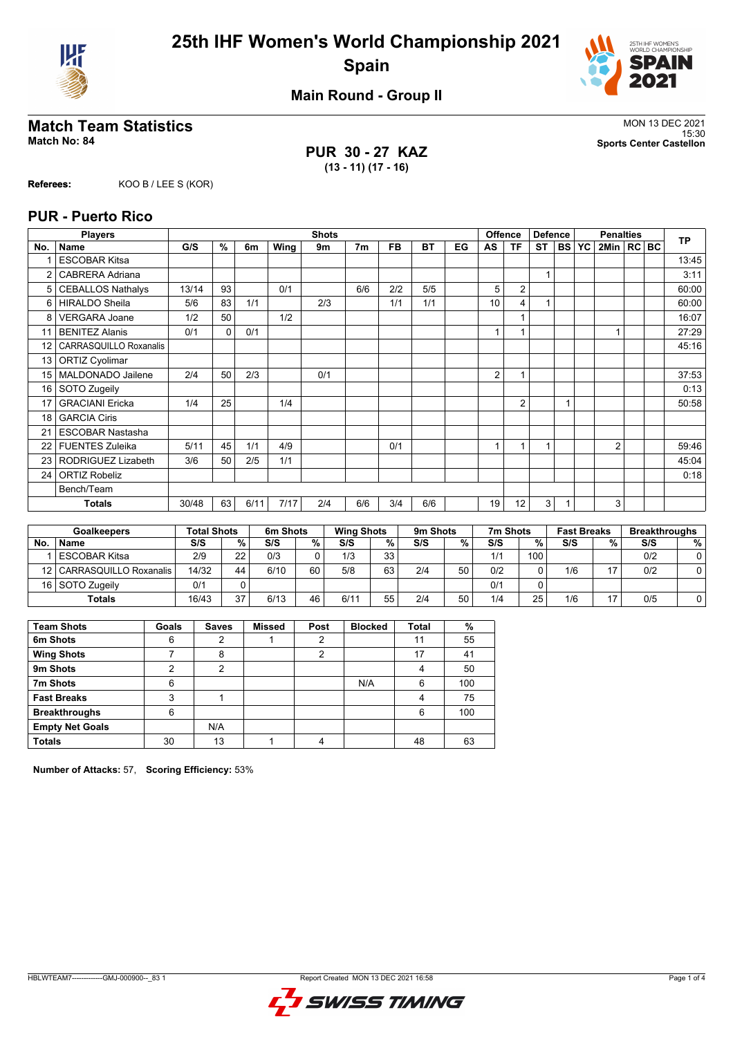# 25th IHF Women's World Championship 2021
# Spain

## Main Round - Group II

## Match Team Statistics

**Match No: 84**

MON 13 DEC 2021
15:30
**Sports Center Castellon**

**PUR 30 - 27 KAZ**
**(13 - 11) (17 - 16)**

**Referees:** KOO B / LEE S (KOR)

## PUR - Puerto Rico

| No. | Name | G/S | % | 6m | Wing | 9m | 7m | FB | BT | EG | AS | TF | ST | BS | YC | 2Min | RC | BC | TP |
|---|---|---|---|---|---|---|---|---|---|---|---|---|---|---|---|---|---|---|---|
| | **Players** | **Shots** | | | | | | | | | **Offence** | | **Defence** | | **Penalties** | | | | |
| 1 | ESCOBAR Kitsa | | | | | | | | | | | | | | | | | | 13:45 |
| 2 | CABRERA Adriana | | | | | | | | | | | | 1 | | | | | | 3:11 |
| 5 | CEBALLOS Nathalys | 13/14 | 93 | | 0/1 | | 6/6 | 2/2 | 5/5 | | 5 | 2 | | | | | | | 60:00 |
| 6 | HIRALDO Sheila | 5/6 | 83 | 1/1 | | 2/3 | | 1/1 | 1/1 | | 10 | 4 | 1 | | | | | | 60:00 |
| 8 | VERGARA Joane | 1/2 | 50 | | 1/2 | | | | | | | 1 | | | | | | | 16:07 |
| 11 | BENITEZ Alanis | 0/1 | 0 | 0/1 | | | | | | | 1 | 1 | | | | 1 | | | 27:29 |
| 12 | CARRASQUILLO Roxanalis | | | | | | | | | | | | | | | | | | 45:16 |
| 13 | ORTIZ Cyolimar | | | | | | | | | | | | | | | | | | |
| 15 | MALDONADO Jailene | 2/4 | 50 | 2/3 | | 0/1 | | | | | 2 | 1 | | | | | | | 37:53 |
| 16 | SOTO Zugeily | | | | | | | | | | | | | | | | | | 0:13 |
| 17 | GRACIANI Ericka | 1/4 | 25 | | 1/4 | | | | | | | 2 | | 1 | | | | | 50:58 |
| 18 | GARCIA Ciris | | | | | | | | | | | | | | | | | | |
| 21 | ESCOBAR Nastasha | | | | | | | | | | | | | | | | | | |
| 22 | FUENTES Zuleika | 5/11 | 45 | 1/1 | 4/9 | | | 0/1 | | | 1 | 1 | 1 | | | 2 | | | 59:46 |
| 23 | RODRIGUEZ Lizabeth | 3/6 | 50 | 2/5 | 1/1 | | | | | | | | | | | | | | 45:04 |
| 24 | ORTIZ Robeliz | | | | | | | | | | | | | | | | | | 0:18 |
| | Bench/Team | | | | | | | | | | | | | | | | | | |
| | **Totals** | 30/48 | 63 | 6/11 | 7/17 | 2/4 | 6/6 | 3/4 | 6/6 | | 19 | 12 | 3 | 1 | | 3 | | | |

| No. | Goalkeepers | Total Shots S/S | % | 6m Shots S/S | % | Wing Shots S/S | % | 9m Shots S/S | % | 7m Shots S/S | % | Fast Breaks S/S | % | Breakthroughs S/S | % |
|---|---|---|---|---|---|---|---|---|---|---|---|---|---|---|---|
| 1 | ESCOBAR Kitsa | 2/9 | 22 | 0/3 | 0 | 1/3 | 33 | | | 1/1 | 100 | | | 0/2 | 0 |
| 12 | CARRASQUILLO Roxanalis | 14/32 | 44 | 6/10 | 60 | 5/8 | 63 | 2/4 | 50 | 0/2 | 0 | 1/6 | 17 | 0/2 | 0 |
| 16 | SOTO Zugeily | 0/1 | 0 | | | | | | | 0/1 | 0 | | | | |
| | **Totals** | 16/43 | 37 | 6/13 | 46 | 6/11 | 55 | 2/4 | 50 | 1/4 | 25 | 1/6 | 17 | 0/5 | 0 |

| Team Shots | Goals | Saves | Missed | Post | Blocked | Total | % |
|---|---|---|---|---|---|---|---|
| 6m Shots | 6 | 2 | 1 | 2 | | 11 | 55 |
| Wing Shots | 7 | 8 | | 2 | | 17 | 41 |
| 9m Shots | 2 | 2 | | | | 4 | 50 |
| 7m Shots | 6 | | | | N/A | 6 | 100 |
| Fast Breaks | 3 | 1 | | | | 4 | 75 |
| Breakthroughs | 6 | | | | | 6 | 100 |
| Empty Net Goals | | N/A | | | | | |
| **Totals** | 30 | 13 | 1 | 4 | | 48 | 63 |

**Number of Attacks:** 57, **Scoring Efficiency:** 53%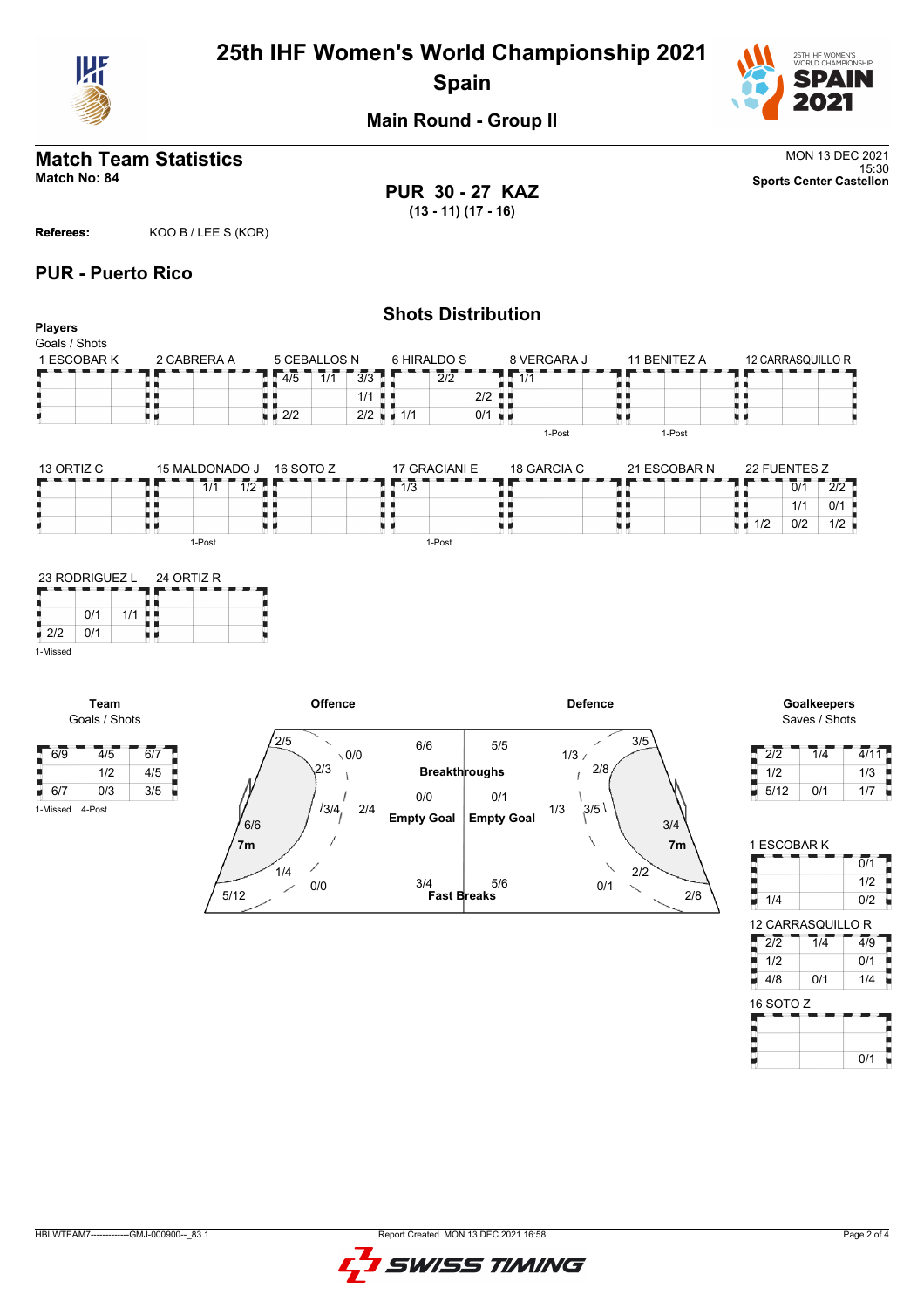# 25th IHF Women's World Championship 2021

## Spain

### Main Round - Group II

## Match Team Statistics

**Match No: 84**

MON 13 DEC 2021
15:30
**Sports Center Castellon**

**PUR 30 - 27 KAZ**
**(13 - 11) (17 - 16)**

**Referees:** KOO B / LEE S (KOR)

## PUR - Puerto Rico

### Shots Distribution

**Players**
Goals / Shots

**1 ESCOBAR K**

| | | |
|---|---|---|
| | | |
| | | |
| | | |

**2 CABRERA A**

| | | |
|---|---|---|
| | | |
| | | |
| | | |

**5 CEBALLOS N**

| | | |
|---|---|---|
| 4/5 | 1/1 | 3/3 |
| | | 1/1 |
| 2/2 | | 2/2 |

**6 HIRALDO S**

| | | |
|---|---|---|
| | 2/2 | |
| | | 2/2 |
| 1/1 | | 0/1 |

**8 VERGARA J**

| | | |
|---|---|---|
| 1/1 | | |
| | | |
| | | |

1-Post

**11 BENITEZ A**

| | | |
|---|---|---|
| | | |
| | | |
| | | |

1-Post

**12 CARRASQUILLO R**

| | | |
|---|---|---|
| | | |
| | | |
| | | |

**13 ORTIZ C**

| | | |
|---|---|---|
| | | |
| | | |
| | | |

**15 MALDONADO J**

| | | |
|---|---|---|
| | 1/1 | 1/2 |
| | | |
| | | |

1-Post

**16 SOTO Z**

| | | |
|---|---|---|
| | | |
| | | |
| | | |

**17 GRACIANI E**

| | | |
|---|---|---|
| 1/3 | | |
| | | |
| | | |

1-Post

**18 GARCIA C**

| | | |
|---|---|---|
| | | |
| | | |
| | | |

**21 ESCOBAR N**

| | | |
|---|---|---|
| | | |
| | | |
| | | |

**22 FUENTES Z**

| | | |
|---|---|---|
| | 0/1 | 2/2 |
| | 1/1 | 0/1 |
| 1/2 | 0/2 | 1/2 |

**23 RODRIGUEZ L**

| | | |
|---|---|---|
| | | |
| | 0/1 | 1/1 |
| 2/2 | 0/1 | |

1-Missed

**24 ORTIZ R**

| | | |
|---|---|---|
| | | |
| | | |
| | | |

**Team**
Goals / Shots

| | | |
|---|---|---|
| 6/9 | 4/5 | 6/7 |
| | 1/2 | 4/5 |
| 6/7 | 0/3 | 3/5 |

1-Missed 4-Post

**Offence**

| Zone | Goals / Shots |
|---|---|
| Left wing | 2/5 |
| Left 9m | 2/3 |
| Left back (far) | 0/0 |
| Centre 9m | 3/4 |
| Centre back | 2/4 |
| 7m | 6/6 |
| Right 9m | 1/4 |
| Right back (far) | 0/0 |
| Right wing | 5/12 |
| Breakthroughs | 6/6 |
| Empty Goal | 0/0 |
| Fast Breaks | 3/4 |

**Defence**

| Zone | Goals / Shots |
|---|---|
| Left wing | 3/5 |
| Left back (far) | 1/3 |
| Left 9m | 2/8 |
| Centre back | 1/3 |
| Centre 9m | 3/5 |
| 7m | 3/4 |
| Right 9m | 2/2 |
| Right back (far) | 0/1 |
| Right wing | 2/8 |
| Breakthroughs | 5/5 |
| Empty Goal | 0/1 |
| Fast Breaks | 5/6 |

**Goalkeepers**
Saves / Shots

| | | |
|---|---|---|
| 2/2 | 1/4 | 4/11 |
| 1/2 | | 1/3 |
| 5/12 | 0/1 | 1/7 |

**1 ESCOBAR K**

| | | |
|---|---|---|
| | | 0/1 |
| | | 1/2 |
| 1/4 | | 0/2 |

**12 CARRASQUILLO R**

| | | |
|---|---|---|
| 2/2 | 1/4 | 4/9 |
| 1/2 | | 0/1 |
| 4/8 | 0/1 | 1/4 |

**16 SOTO Z**

| | | |
|---|---|---|
| | | |
| | | |
| | | 0/1 |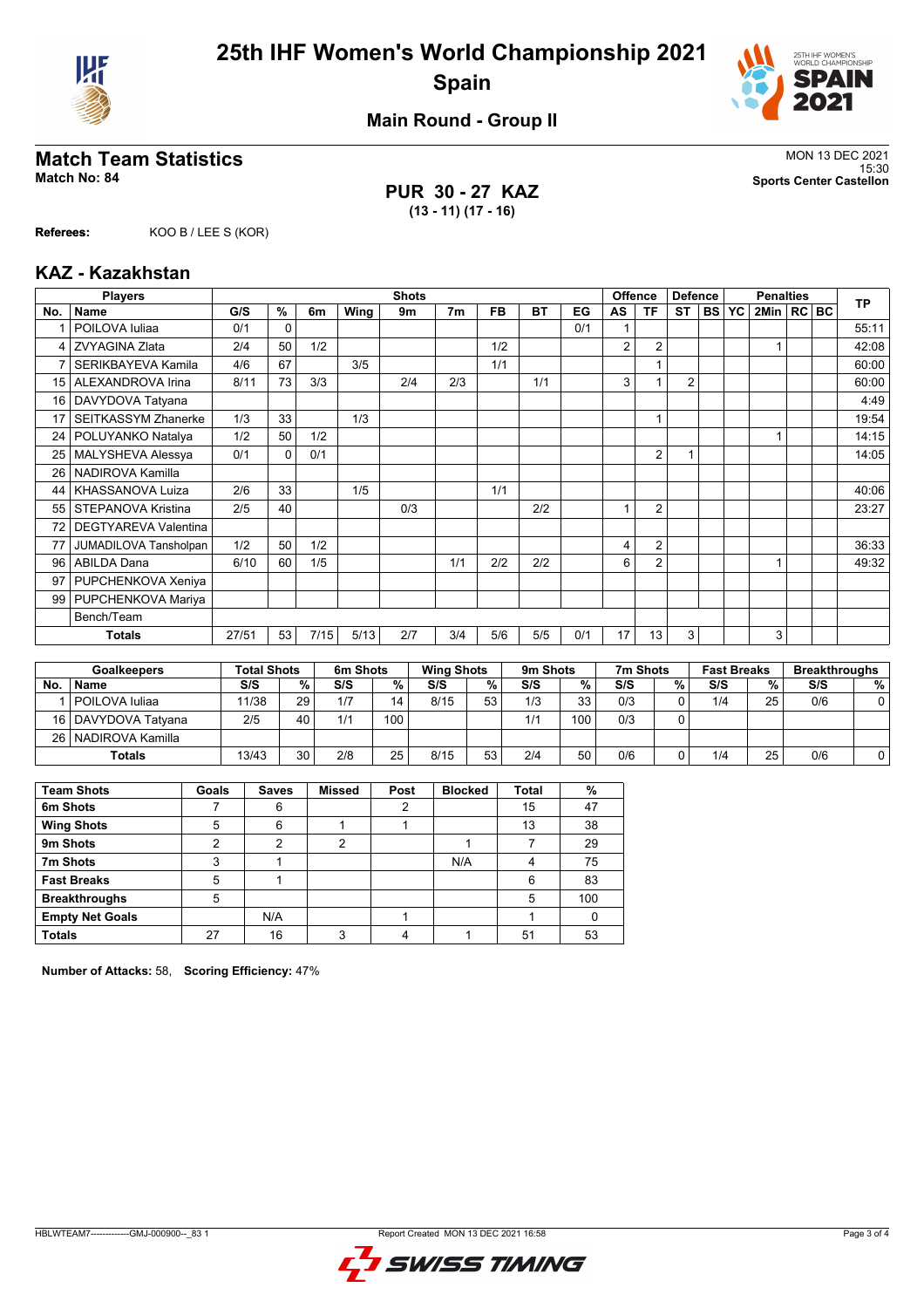# 25th IHF Women's World Championship 2021

## Spain

### Main Round - Group II

## Match Team Statistics

**Match No: 84**

MON 13 DEC 2021
15:30
**Sports Center Castellon**

**PUR 30 - 27 KAZ**
**(13 - 11) (17 - 16)**

**Referees:** KOO B / LEE S (KOR)

## KAZ - Kazakhstan

| Players | | Shots | | | | | | | | | Offence | | Defence | | | Penalties | | | TP |
|---|---|---|---|---|---|---|---|---|---|---|---|---|---|---|---|---|---|---|---|
| No. | Name | G/S | % | 6m | Wing | 9m | 7m | FB | BT | EG | AS | TF | ST | BS | YC | 2Min | RC | BC | |
| 1 | POILOVA Iuliaa | 0/1 | 0 | | | | | | | 0/1 | 1 | | | | | | | | 55:11 |
| 4 | ZVYAGINA Zlata | 2/4 | 50 | 1/2 | | | | 1/2 | | | 2 | 2 | | | | 1 | | | 42:08 |
| 7 | SERIKBAYEVA Kamila | 4/6 | 67 | | 3/5 | | | 1/1 | | | | 1 | | | | | | | 60:00 |
| 15 | ALEXANDROVA Irina | 8/11 | 73 | 3/3 | | 2/4 | 2/3 | | 1/1 | | 3 | 1 | 2 | | | | | | 60:00 |
| 16 | DAVYDOVA Tatyana | | | | | | | | | | | | | | | | | | 4:49 |
| 17 | SEITKASSYM Zhanerke | 1/3 | 33 | | 1/3 | | | | | | | 1 | | | | | | | 19:54 |
| 24 | POLUYANKO Natalya | 1/2 | 50 | 1/2 | | | | | | | | | | | | 1 | | | 14:15 |
| 25 | MALYSHEVA Alessya | 0/1 | 0 | 0/1 | | | | | | | | 2 | 1 | | | | | | 14:05 |
| 26 | NADIROVA Kamilla | | | | | | | | | | | | | | | | | | |
| 44 | KHASSANOVA Luiza | 2/6 | 33 | | 1/5 | | | 1/1 | | | | | | | | | | | 40:06 |
| 55 | STEPANOVA Kristina | 2/5 | 40 | | | 0/3 | | | 2/2 | | 1 | 2 | | | | | | | 23:27 |
| 72 | DEGTYAREVA Valentina | | | | | | | | | | | | | | | | | | |
| 77 | JUMADILOVA Tansholpan | 1/2 | 50 | 1/2 | | | | | | | 4 | 2 | | | | | | | 36:33 |
| 96 | ABILDA Dana | 6/10 | 60 | 1/5 | | | 1/1 | 2/2 | 2/2 | | 6 | 2 | | | | 1 | | | 49:32 |
| 97 | PUPCHENKOVA Xeniya | | | | | | | | | | | | | | | | | | |
| 99 | PUPCHENKOVA Mariya | | | | | | | | | | | | | | | | | | |
| | Bench/Team | | | | | | | | | | | | | | | | | | |
| | **Totals** | 27/51 | 53 | 7/15 | 5/13 | 2/7 | 3/4 | 5/6 | 5/5 | 0/1 | 17 | 13 | 3 | | | 3 | | | |

| Goalkeepers | | Total Shots | | 6m Shots | | Wing Shots | | 9m Shots | | 7m Shots | | Fast Breaks | | Breakthroughs | |
|---|---|---|---|---|---|---|---|---|---|---|---|---|---|---|---|
| No. | Name | S/S | % | S/S | % | S/S | % | S/S | % | S/S | % | S/S | % | S/S | % |
| 1 | POILOVA Iuliaa | 11/38 | 29 | 1/7 | 14 | 8/15 | 53 | 1/3 | 33 | 0/3 | 0 | 1/4 | 25 | 0/6 | 0 |
| 16 | DAVYDOVA Tatyana | 2/5 | 40 | 1/1 | 100 | | | 1/1 | 100 | 0/3 | 0 | | | | |
| 26 | NADIROVA Kamilla | | | | | | | | | | | | | | |
| | **Totals** | 13/43 | 30 | 2/8 | 25 | 8/15 | 53 | 2/4 | 50 | 0/6 | 0 | 1/4 | 25 | 0/6 | 0 |

| Team Shots | Goals | Saves | Missed | Post | Blocked | Total | % |
|---|---|---|---|---|---|---|---|
| **6m Shots** | 7 | 6 | | 2 | | 15 | 47 |
| **Wing Shots** | 5 | 6 | 1 | 1 | | 13 | 38 |
| **9m Shots** | 2 | 2 | 2 | | 1 | 7 | 29 |
| **7m Shots** | 3 | 1 | | | N/A | 4 | 75 |
| **Fast Breaks** | 5 | 1 | | | | 6 | 83 |
| **Breakthroughs** | 5 | | | | | 5 | 100 |
| **Empty Net Goals** | | N/A | | 1 | | 1 | 0 |
| **Totals** | 27 | 16 | 3 | 4 | 1 | 51 | 53 |

**Number of Attacks:** 58, **Scoring Efficiency:** 47%

HBLWTEAM7-------------GMJ-000900--_83 1 Report Created MON 13 DEC 2021 16:58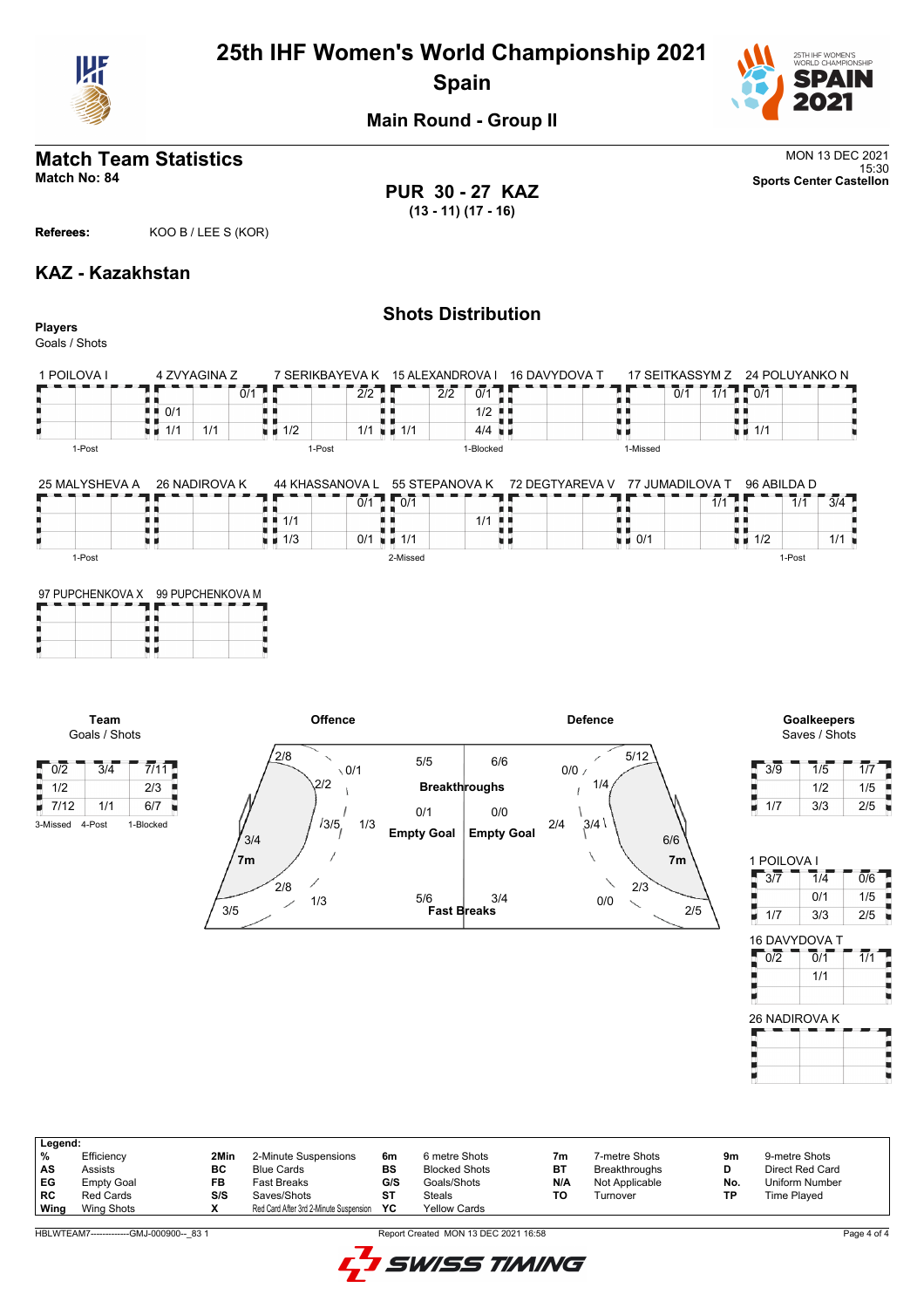# 25th IHF Women's World Championship 2021
## Spain

### Main Round - Group II

## Match Team Statistics

**Match No: 84**

MON 13 DEC 2021
15:30
**Sports Center Castellon**

**PUR 30 - 27 KAZ**
**(13 - 11) (17 - 16)**

**Referees:** KOO B / LEE S (KOR)

## KAZ - Kazakhstan

### Shots Distribution

**Players**
Goals / Shots

1 POILOVA I
1-Post

4 ZVYAGINA Z
0/1
0/1
1/1 1/1

7 SERIKBAYEVA K
2/2
1/2 1/1
1-Post

15 ALEXANDROVA I
2/2 0/1
1/2
1/1 4/4
1-Blocked

16 DAVYDOVA T

17 SEITKASSYM Z
0/1 1/1
1-Missed

24 POLUYANKO N
0/1
1/1

25 MALYSHEVA A
1-Post

26 NADIROVA K

44 KHASSANOVA L
0/1
1/1
1/3 0/1

55 STEPANOVA K
0/1
1/1
1/1
2-Missed

72 DEGTYAREVA V

77 JUMADILOVA T
1/1
0/1

96 ABILDA D
1/1 3/4
1/2 1/1
1-Post

97 PUPCHENKOVA X

99 PUPCHENKOVA M

**Team**
Goals / Shots

| | | |
|---|---|---|
| 0/2 | 3/4 | 7/11 |
| 1/2 | | 2/3 |
| 7/12 | 1/1 | 6/7 |

3-Missed 4-Post 1-Blocked

**Offence**

2/8
0/1
2/2
3/4
7m
3/5
1/3
2/8
1/3
3/5

5/5 Breakthroughs
0/1 Empty Goal
5/6 Fast Breaks

**Defence**

6/6 Breakthroughs
0/0 Empty Goal
3/4 Fast Breaks

0/0
5/12
1/4
2/4
3/4
6/6
7m
2/3
0/0
2/5

**Goalkeepers**
Saves / Shots

| | | |
|---|---|---|
| 3/9 | 1/5 | 1/7 |
| | 1/2 | 1/5 |
| 1/7 | 3/3 | 2/5 |

1 POILOVA I

| | | |
|---|---|---|
| 3/7 | 1/4 | 0/6 |
| | 0/1 | 1/5 |
| 1/7 | 3/3 | 2/5 |

16 DAVYDOVA T

| | | |
|---|---|---|
| 0/2 | 0/1 | 1/1 |
| | 1/1 | |
| | | |

26 NADIROVA K

| | | |
|---|---|---|
| | | |
| | | |
| | | |

| Legend: | | | | | | | | | |
|---|---|---|---|---|---|---|---|---|---|
| % | Efficiency | 2Min | 2-Minute Suspensions | 6m | 6 metre Shots | 7m | 7-metre Shots | 9m | 9-metre Shots |
| AS | Assists | BC | Blue Cards | BS | Blocked Shots | BT | Breakthroughs | D | Direct Red Card |
| EG | Empty Goal | FB | Fast Breaks | G/S | Goals/Shots | N/A | Not Applicable | No. | Uniform Number |
| RC | Red Cards | S/S | Saves/Shots | ST | Steals | TO | Turnover | TP | Time Played |
| Wing | Wing Shots | X | Red Card After 3rd 2-Minute Suspension | YC | Yellow Cards | | | | |

HBLWTEAM7--------------GMJ-000900--_83 1 Report Created MON 13 DEC 2021 16:58